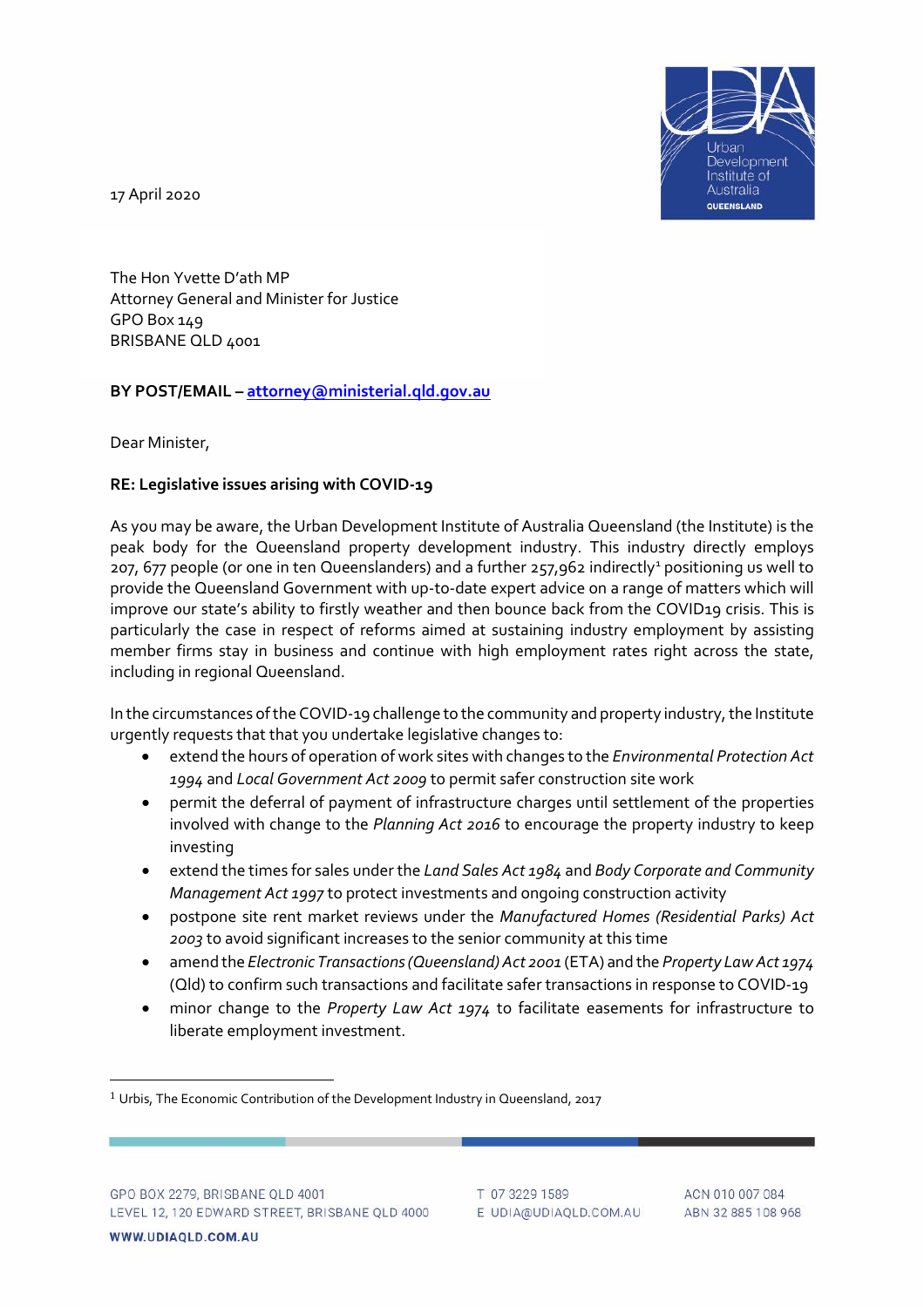17 April 2020

The Hon Yvette D'ath MP
Attorney General and Minister for Justice
GPO Box 149
BRISBANE QLD 4001

**BY POST/EMAIL – attorney@ministerial.qld.gov.au**

Dear Minister,

**RE: Legislative issues arising with COVID-19**

As you may be aware, the Urban Development Institute of Australia Queensland (the Institute) is the peak body for the Queensland property development industry. This industry directly employs 207, 677 people (or one in ten Queenslanders) and a further 257,962 indirectly[1] positioning us well to provide the Queensland Government with up-to-date expert advice on a range of matters which will improve our state's ability to firstly weather and then bounce back from the COVID19 crisis. This is particularly the case in respect of reforms aimed at sustaining industry employment by assisting member firms stay in business and continue with high employment rates right across the state, including in regional Queensland.

In the circumstances of the COVID-19 challenge to the community and property industry, the Institute urgently requests that that you undertake legislative changes to:

- extend the hours of operation of work sites with changes to the *Environmental Protection Act 1994* and *Local Government Act 2009* to permit safer construction site work
- permit the deferral of payment of infrastructure charges until settlement of the properties involved with change to the *Planning Act 2016* to encourage the property industry to keep investing
- extend the times for sales under the *Land Sales Act 1984* and *Body Corporate and Community Management Act 1997* to protect investments and ongoing construction activity
- postpone site rent market reviews under the *Manufactured Homes (Residential Parks) Act 2003* to avoid significant increases to the senior community at this time
- amend the *Electronic Transactions (Queensland) Act 2001* (ETA) and the *Property Law Act 1974* (Qld) to confirm such transactions and facilitate safer transactions in response to COVID-19
- minor change to the *Property Law Act 1974* to facilitate easements for infrastructure to liberate employment investment.

[1] Urbis, The Economic Contribution of the Development Industry in Queensland, 2017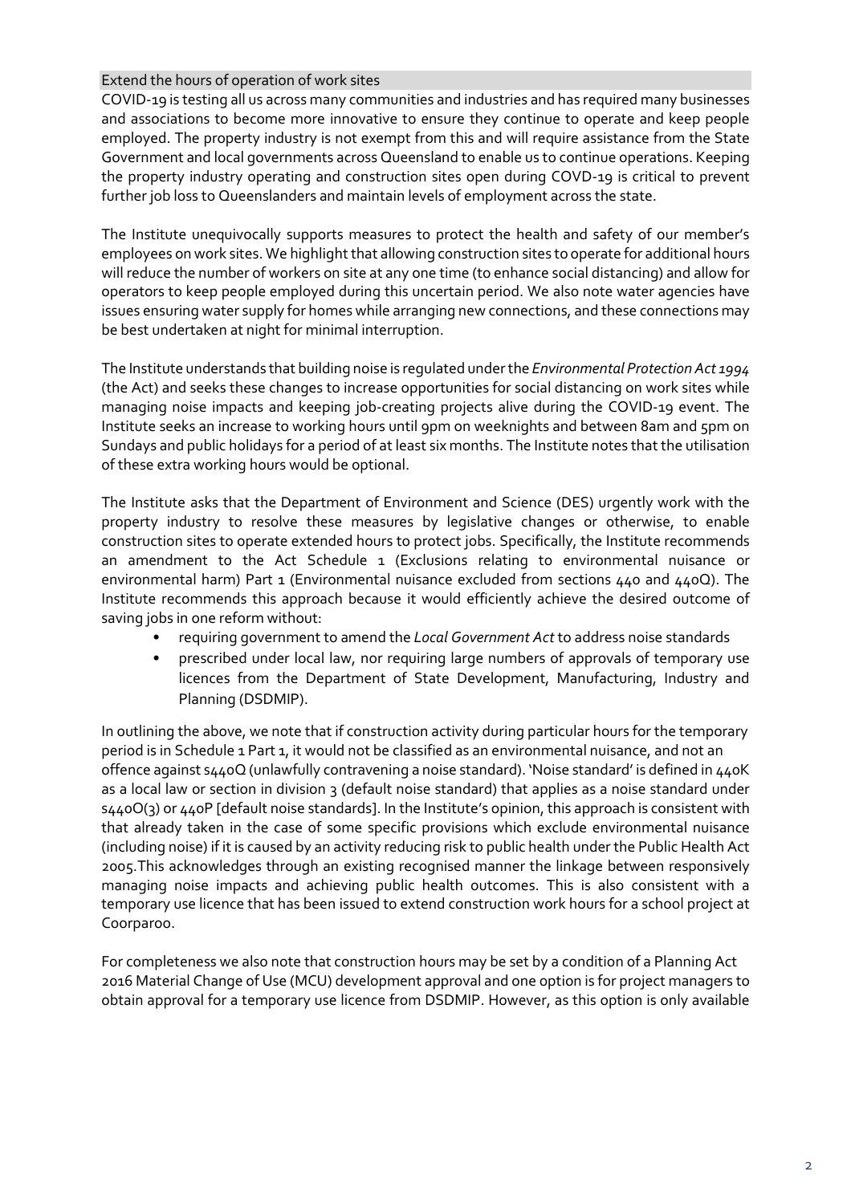## Extend the hours of operation of work sites

COVID-19 is testing all us across many communities and industries and has required many businesses and associations to become more innovative to ensure they continue to operate and keep people employed. The property industry is not exempt from this and will require assistance from the State Government and local governments across Queensland to enable us to continue operations. Keeping the property industry operating and construction sites open during COVD-19 is critical to prevent further job loss to Queenslanders and maintain levels of employment across the state.

The Institute unequivocally supports measures to protect the health and safety of our member's employees on work sites. We highlight that allowing construction sites to operate for additional hours will reduce the number of workers on site at any one time (to enhance social distancing) and allow for operators to keep people employed during this uncertain period. We also note water agencies have issues ensuring water supply for homes while arranging new connections, and these connections may be best undertaken at night for minimal interruption.

The Institute understands that building noise is regulated under the *Environmental Protection Act 1994* (the Act) and seeks these changes to increase opportunities for social distancing on work sites while managing noise impacts and keeping job-creating projects alive during the COVID-19 event. The Institute seeks an increase to working hours until 9pm on weeknights and between 8am and 5pm on Sundays and public holidays for a period of at least six months. The Institute notes that the utilisation of these extra working hours would be optional.

The Institute asks that the Department of Environment and Science (DES) urgently work with the property industry to resolve these measures by legislative changes or otherwise, to enable construction sites to operate extended hours to protect jobs. Specifically, the Institute recommends an amendment to the Act Schedule 1 (Exclusions relating to environmental nuisance or environmental harm) Part 1 (Environmental nuisance excluded from sections 440 and 440Q). The Institute recommends this approach because it would efficiently achieve the desired outcome of saving jobs in one reform without:

- requiring government to amend the *Local Government Act* to address noise standards
- prescribed under local law, nor requiring large numbers of approvals of temporary use licences from the Department of State Development, Manufacturing, Industry and Planning (DSDMIP).

In outlining the above, we note that if construction activity during particular hours for the temporary period is in Schedule 1 Part 1, it would not be classified as an environmental nuisance, and not an offence against s440Q (unlawfully contravening a noise standard). 'Noise standard' is defined in 440K as a local law or section in division 3 (default noise standard) that applies as a noise standard under s440O(3) or 440P [default noise standards]. In the Institute's opinion, this approach is consistent with that already taken in the case of some specific provisions which exclude environmental nuisance (including noise) if it is caused by an activity reducing risk to public health under the Public Health Act 2005.This acknowledges through an existing recognised manner the linkage between responsively managing noise impacts and achieving public health outcomes. This is also consistent with a temporary use licence that has been issued to extend construction work hours for a school project at Coorparoo.

For completeness we also note that construction hours may be set by a condition of a Planning Act 2016 Material Change of Use (MCU) development approval and one option is for project managers to obtain approval for a temporary use licence from DSDMIP. However, as this option is only available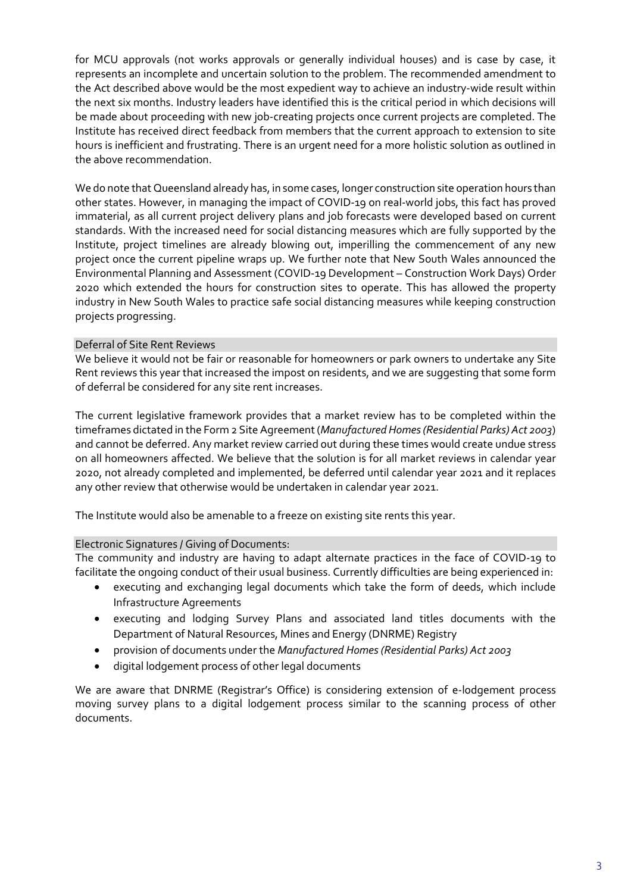for MCU approvals (not works approvals or generally individual houses) and is case by case, it represents an incomplete and uncertain solution to the problem. The recommended amendment to the Act described above would be the most expedient way to achieve an industry-wide result within the next six months. Industry leaders have identified this is the critical period in which decisions will be made about proceeding with new job-creating projects once current projects are completed. The Institute has received direct feedback from members that the current approach to extension to site hours is inefficient and frustrating. There is an urgent need for a more holistic solution as outlined in the above recommendation.

We do note that Queensland already has, in some cases, longer construction site operation hours than other states. However, in managing the impact of COVID-19 on real-world jobs, this fact has proved immaterial, as all current project delivery plans and job forecasts were developed based on current standards. With the increased need for social distancing measures which are fully supported by the Institute, project timelines are already blowing out, imperilling the commencement of any new project once the current pipeline wraps up. We further note that New South Wales announced the Environmental Planning and Assessment (COVID-19 Development – Construction Work Days) Order 2020 which extended the hours for construction sites to operate. This has allowed the property industry in New South Wales to practice safe social distancing measures while keeping construction projects progressing.

### Deferral of Site Rent Reviews

We believe it would not be fair or reasonable for homeowners or park owners to undertake any Site Rent reviews this year that increased the impost on residents, and we are suggesting that some form of deferral be considered for any site rent increases.

The current legislative framework provides that a market review has to be completed within the timeframes dictated in the Form 2 Site Agreement (*Manufactured Homes (Residential Parks) Act 2003*) and cannot be deferred. Any market review carried out during these times would create undue stress on all homeowners affected. We believe that the solution is for all market reviews in calendar year 2020, not already completed and implemented, be deferred until calendar year 2021 and it replaces any other review that otherwise would be undertaken in calendar year 2021.

The Institute would also be amenable to a freeze on existing site rents this year.

### Electronic Signatures / Giving of Documents:

The community and industry are having to adapt alternate practices in the face of COVID-19 to facilitate the ongoing conduct of their usual business. Currently difficulties are being experienced in:

- executing and exchanging legal documents which take the form of deeds, which include Infrastructure Agreements
- executing and lodging Survey Plans and associated land titles documents with the Department of Natural Resources, Mines and Energy (DNRME) Registry
- provision of documents under the *Manufactured Homes (Residential Parks) Act 2003*
- digital lodgement process of other legal documents

We are aware that DNRME (Registrar's Office) is considering extension of e-lodgement process moving survey plans to a digital lodgement process similar to the scanning process of other documents.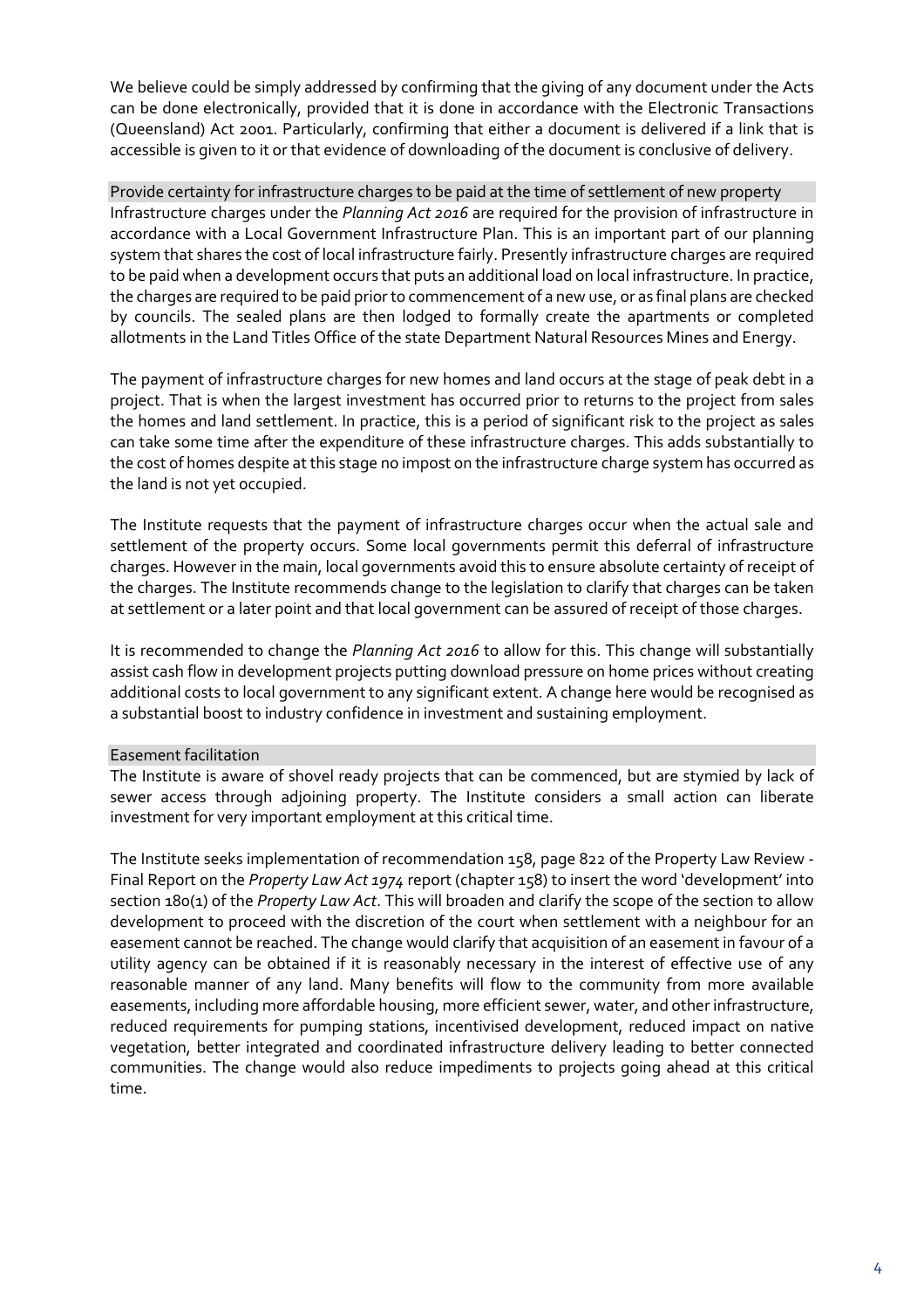We believe could be simply addressed by confirming that the giving of any document under the Acts can be done electronically, provided that it is done in accordance with the Electronic Transactions (Queensland) Act 2001. Particularly, confirming that either a document is delivered if a link that is accessible is given to it or that evidence of downloading of the document is conclusive of delivery.

### Provide certainty for infrastructure charges to be paid at the time of settlement of new property

Infrastructure charges under the *Planning Act 2016* are required for the provision of infrastructure in accordance with a Local Government Infrastructure Plan. This is an important part of our planning system that shares the cost of local infrastructure fairly. Presently infrastructure charges are required to be paid when a development occurs that puts an additional load on local infrastructure. In practice, the charges are required to be paid prior to commencement of a new use, or as final plans are checked by councils. The sealed plans are then lodged to formally create the apartments or completed allotments in the Land Titles Office of the state Department Natural Resources Mines and Energy.

The payment of infrastructure charges for new homes and land occurs at the stage of peak debt in a project. That is when the largest investment has occurred prior to returns to the project from sales the homes and land settlement. In practice, this is a period of significant risk to the project as sales can take some time after the expenditure of these infrastructure charges. This adds substantially to the cost of homes despite at this stage no impost on the infrastructure charge system has occurred as the land is not yet occupied.

The Institute requests that the payment of infrastructure charges occur when the actual sale and settlement of the property occurs. Some local governments permit this deferral of infrastructure charges. However in the main, local governments avoid this to ensure absolute certainty of receipt of the charges. The Institute recommends change to the legislation to clarify that charges can be taken at settlement or a later point and that local government can be assured of receipt of those charges.

It is recommended to change the *Planning Act 2016* to allow for this. This change will substantially assist cash flow in development projects putting download pressure on home prices without creating additional costs to local government to any significant extent. A change here would be recognised as a substantial boost to industry confidence in investment and sustaining employment.

### Easement facilitation

The Institute is aware of shovel ready projects that can be commenced, but are stymied by lack of sewer access through adjoining property. The Institute considers a small action can liberate investment for very important employment at this critical time.

The Institute seeks implementation of recommendation 158, page 822 of the Property Law Review - Final Report on the *Property Law Act 1974* report (chapter 158) to insert the word 'development' into section 180(1) of the *Property Law Act*. This will broaden and clarify the scope of the section to allow development to proceed with the discretion of the court when settlement with a neighbour for an easement cannot be reached. The change would clarify that acquisition of an easement in favour of a utility agency can be obtained if it is reasonably necessary in the interest of effective use of any reasonable manner of any land. Many benefits will flow to the community from more available easements, including more affordable housing, more efficient sewer, water, and other infrastructure, reduced requirements for pumping stations, incentivised development, reduced impact on native vegetation, better integrated and coordinated infrastructure delivery leading to better connected communities. The change would also reduce impediments to projects going ahead at this critical time.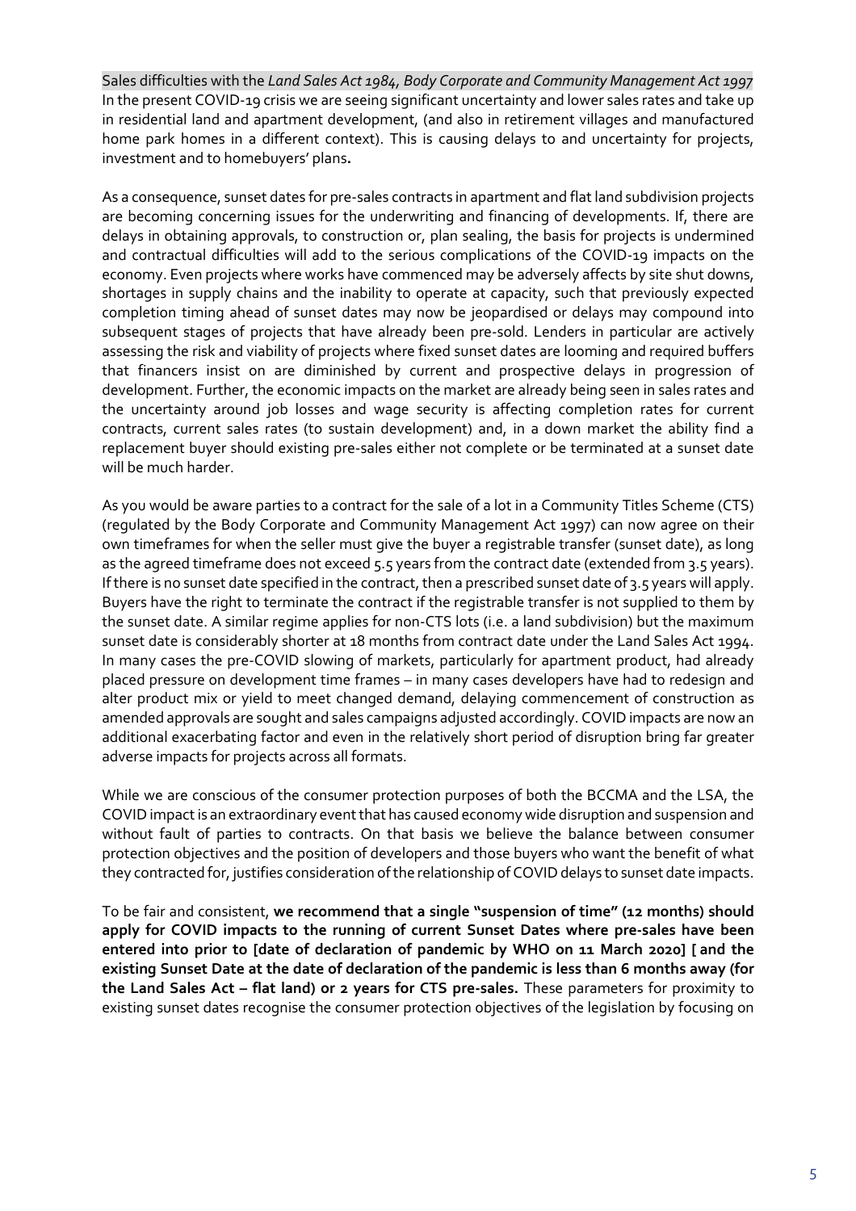Sales difficulties with the *Land Sales Act 1984, Body Corporate and Community Management Act 1997*

In the present COVID-19 crisis we are seeing significant uncertainty and lower sales rates and take up in residential land and apartment development, (and also in retirement villages and manufactured home park homes in a different context). This is causing delays to and uncertainty for projects, investment and to homebuyers' plans**.**

As a consequence, sunset dates for pre-sales contracts in apartment and flat land subdivision projects are becoming concerning issues for the underwriting and financing of developments. If, there are delays in obtaining approvals, to construction or, plan sealing, the basis for projects is undermined and contractual difficulties will add to the serious complications of the COVID-19 impacts on the economy. Even projects where works have commenced may be adversely affects by site shut downs, shortages in supply chains and the inability to operate at capacity, such that previously expected completion timing ahead of sunset dates may now be jeopardised or delays may compound into subsequent stages of projects that have already been pre-sold. Lenders in particular are actively assessing the risk and viability of projects where fixed sunset dates are looming and required buffers that financers insist on are diminished by current and prospective delays in progression of development. Further, the economic impacts on the market are already being seen in sales rates and the uncertainty around job losses and wage security is affecting completion rates for current contracts, current sales rates (to sustain development) and, in a down market the ability find a replacement buyer should existing pre-sales either not complete or be terminated at a sunset date will be much harder.

As you would be aware parties to a contract for the sale of a lot in a Community Titles Scheme (CTS) (regulated by the Body Corporate and Community Management Act 1997) can now agree on their own timeframes for when the seller must give the buyer a registrable transfer (sunset date), as long as the agreed timeframe does not exceed 5.5 years from the contract date (extended from 3.5 years). If there is no sunset date specified in the contract, then a prescribed sunset date of 3.5 years will apply. Buyers have the right to terminate the contract if the registrable transfer is not supplied to them by the sunset date. A similar regime applies for non-CTS lots (i.e. a land subdivision) but the maximum sunset date is considerably shorter at 18 months from contract date under the Land Sales Act 1994. In many cases the pre-COVID slowing of markets, particularly for apartment product, had already placed pressure on development time frames – in many cases developers have had to redesign and alter product mix or yield to meet changed demand, delaying commencement of construction as amended approvals are sought and sales campaigns adjusted accordingly. COVID impacts are now an additional exacerbating factor and even in the relatively short period of disruption bring far greater adverse impacts for projects across all formats.

While we are conscious of the consumer protection purposes of both the BCCMA and the LSA, the COVID impact is an extraordinary event that has caused economy wide disruption and suspension and without fault of parties to contracts. On that basis we believe the balance between consumer protection objectives and the position of developers and those buyers who want the benefit of what they contracted for, justifies consideration of the relationship of COVID delays to sunset date impacts.

To be fair and consistent, **we recommend that a single "suspension of time" (12 months) should apply for COVID impacts to the running of current Sunset Dates where pre-sales have been entered into prior to [date of declaration of pandemic by WHO on 11 March 2020] [ and the existing Sunset Date at the date of declaration of the pandemic is less than 6 months away (for the Land Sales Act – flat land) or 2 years for CTS pre-sales.** These parameters for proximity to existing sunset dates recognise the consumer protection objectives of the legislation by focusing on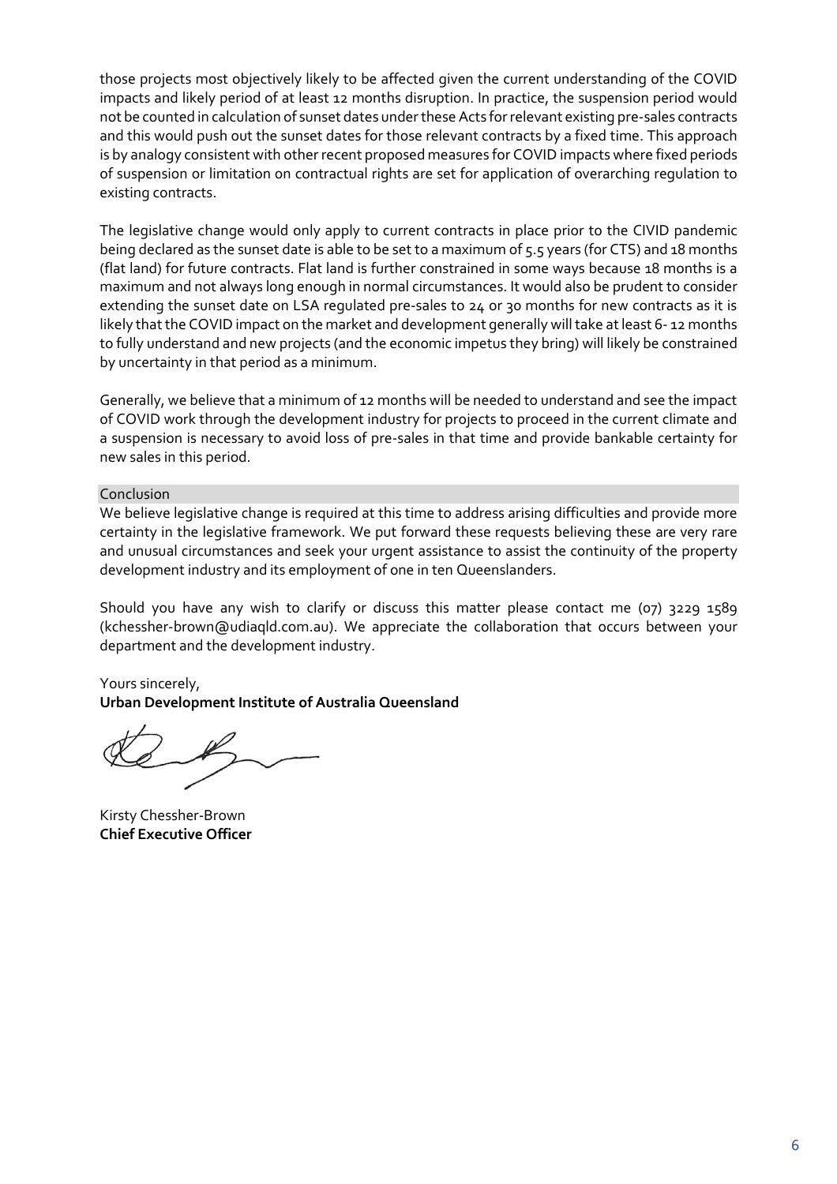those projects most objectively likely to be affected given the current understanding of the COVID impacts and likely period of at least 12 months disruption. In practice, the suspension period would not be counted in calculation of sunset dates under these Acts for relevant existing pre-sales contracts and this would push out the sunset dates for those relevant contracts by a fixed time. This approach is by analogy consistent with other recent proposed measures for COVID impacts where fixed periods of suspension or limitation on contractual rights are set for application of overarching regulation to existing contracts.

The legislative change would only apply to current contracts in place prior to the CIVID pandemic being declared as the sunset date is able to be set to a maximum of 5.5 years (for CTS) and 18 months (flat land) for future contracts. Flat land is further constrained in some ways because 18 months is a maximum and not always long enough in normal circumstances. It would also be prudent to consider extending the sunset date on LSA regulated pre-sales to 24 or 30 months for new contracts as it is likely that the COVID impact on the market and development generally will take at least 6- 12 months to fully understand and new projects (and the economic impetus they bring) will likely be constrained by uncertainty in that period as a minimum.

Generally, we believe that a minimum of 12 months will be needed to understand and see the impact of COVID work through the development industry for projects to proceed in the current climate and a suspension is necessary to avoid loss of pre-sales in that time and provide bankable certainty for new sales in this period.

## Conclusion

We believe legislative change is required at this time to address arising difficulties and provide more certainty in the legislative framework. We put forward these requests believing these are very rare and unusual circumstances and seek your urgent assistance to assist the continuity of the property development industry and its employment of one in ten Queenslanders.

Should you have any wish to clarify or discuss this matter please contact me (07) 3229 1589 (kchessher-brown@udiaqld.com.au). We appreciate the collaboration that occurs between your department and the development industry.

Yours sincerely,
**Urban Development Institute of Australia Queensland**

Kirsty Chessher-Brown
**Chief Executive Officer**